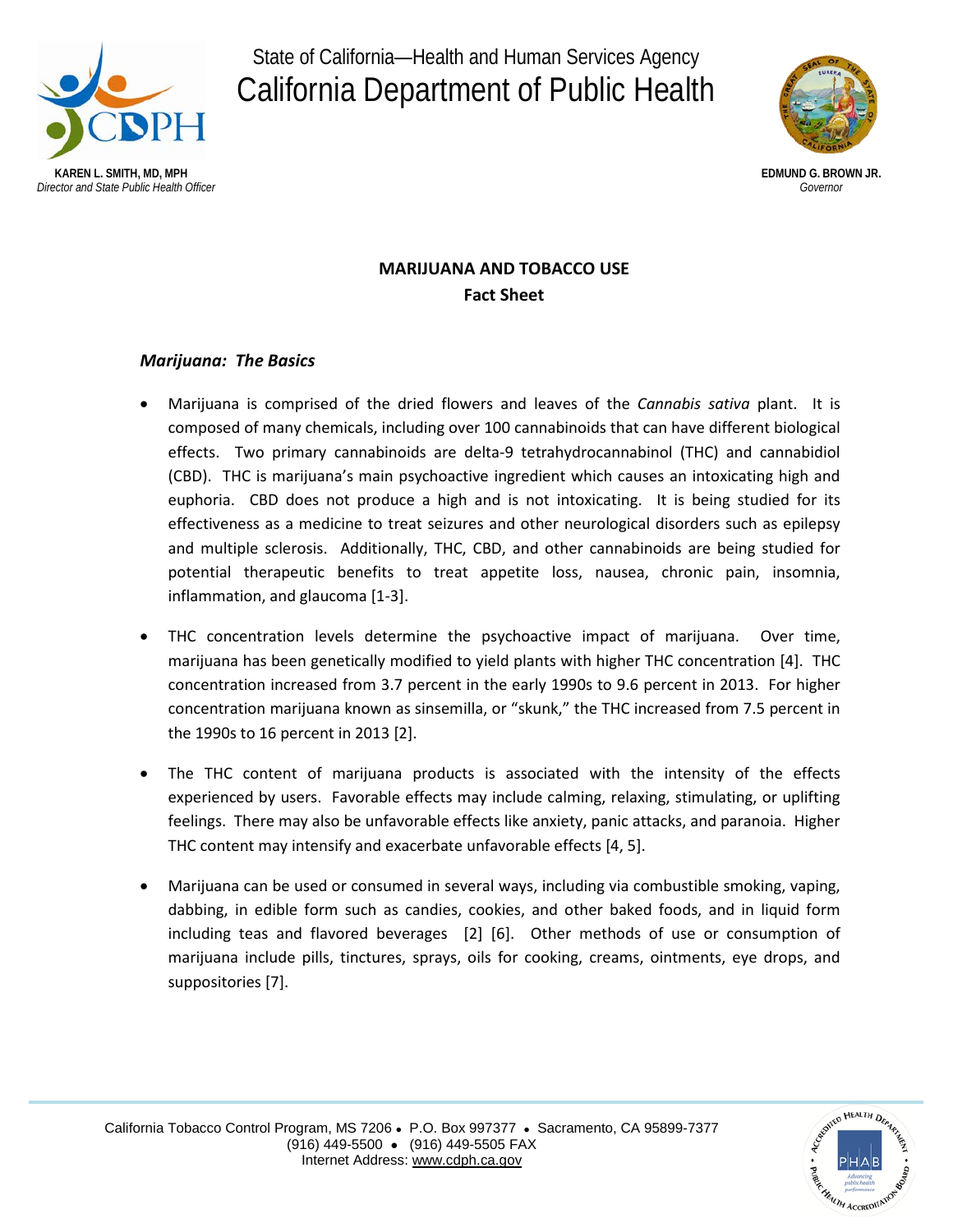State of California—Health and Human Services Agency

# California Department of Public Health

**KAREN L. SMITH, MD, MPH**
*Director and State Public Health Officer*

**EDMUND G. BROWN JR.**
*Governor*

## MARIJUANA AND TOBACCO USE
## Fact Sheet

### *Marijuana: The Basics*

- Marijuana is comprised of the dried flowers and leaves of the *Cannabis sativa* plant. It is composed of many chemicals, including over 100 cannabinoids that can have different biological effects. Two primary cannabinoids are delta-9 tetrahydrocannabinol (THC) and cannabidiol (CBD). THC is marijuana's main psychoactive ingredient which causes an intoxicating high and euphoria. CBD does not produce a high and is not intoxicating. It is being studied for its effectiveness as a medicine to treat seizures and other neurological disorders such as epilepsy and multiple sclerosis. Additionally, THC, CBD, and other cannabinoids are being studied for potential therapeutic benefits to treat appetite loss, nausea, chronic pain, insomnia, inflammation, and glaucoma [1-3].

- THC concentration levels determine the psychoactive impact of marijuana. Over time, marijuana has been genetically modified to yield plants with higher THC concentration [4]. THC concentration increased from 3.7 percent in the early 1990s to 9.6 percent in 2013. For higher concentration marijuana known as sinsemilla, or "skunk," the THC increased from 7.5 percent in the 1990s to 16 percent in 2013 [2].

- The THC content of marijuana products is associated with the intensity of the effects experienced by users. Favorable effects may include calming, relaxing, stimulating, or uplifting feelings. There may also be unfavorable effects like anxiety, panic attacks, and paranoia. Higher THC content may intensify and exacerbate unfavorable effects [4, 5].

- Marijuana can be used or consumed in several ways, including via combustible smoking, vaping, dabbing, in edible form such as candies, cookies, and other baked foods, and in liquid form including teas and flavored beverages [2] [6]. Other methods of use or consumption of marijuana include pills, tinctures, sprays, oils for cooking, creams, ointments, eye drops, and suppositories [7].

California Tobacco Control Program, MS 7206 • P.O. Box 997377 • Sacramento, CA 95899-7377
(916) 449-5500 • (916) 449-5505 FAX
Internet Address: www.cdph.ca.gov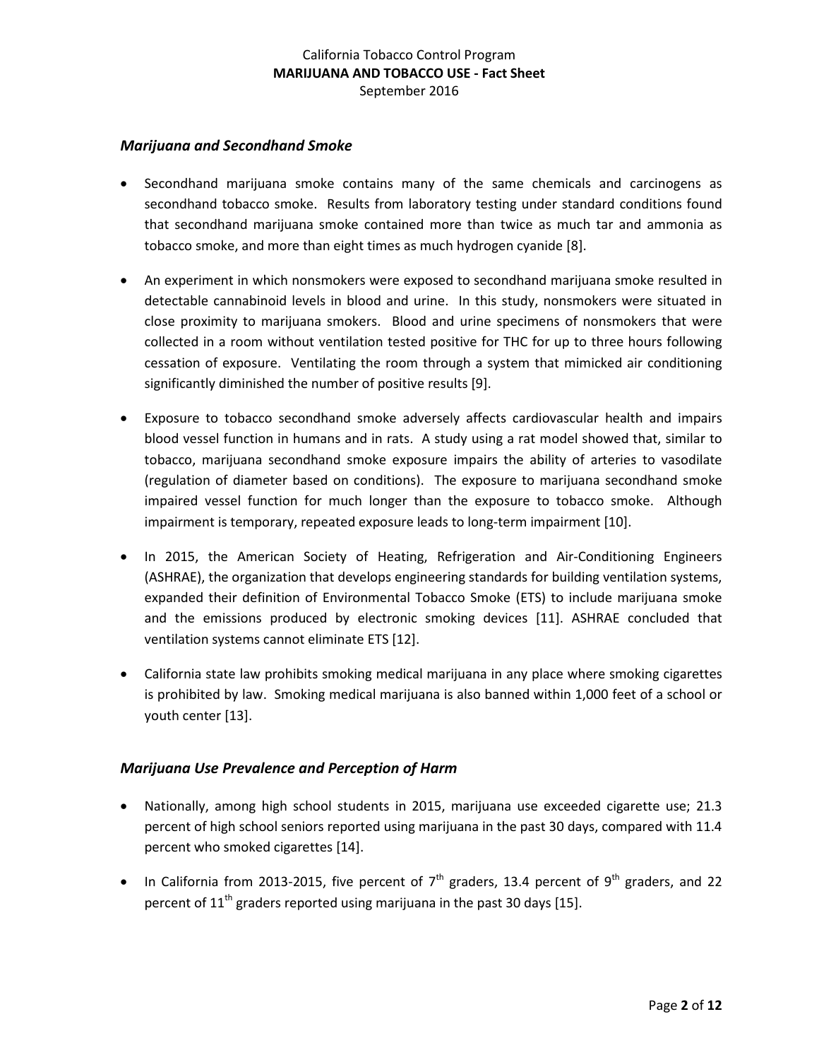### *Marijuana and Secondhand Smoke*

- Secondhand marijuana smoke contains many of the same chemicals and carcinogens as secondhand tobacco smoke. Results from laboratory testing under standard conditions found that secondhand marijuana smoke contained more than twice as much tar and ammonia as tobacco smoke, and more than eight times as much hydrogen cyanide [8].

- An experiment in which nonsmokers were exposed to secondhand marijuana smoke resulted in detectable cannabinoid levels in blood and urine. In this study, nonsmokers were situated in close proximity to marijuana smokers. Blood and urine specimens of nonsmokers that were collected in a room without ventilation tested positive for THC for up to three hours following cessation of exposure. Ventilating the room through a system that mimicked air conditioning significantly diminished the number of positive results [9].

- Exposure to tobacco secondhand smoke adversely affects cardiovascular health and impairs blood vessel function in humans and in rats. A study using a rat model showed that, similar to tobacco, marijuana secondhand smoke exposure impairs the ability of arteries to vasodilate (regulation of diameter based on conditions). The exposure to marijuana secondhand smoke impaired vessel function for much longer than the exposure to tobacco smoke. Although impairment is temporary, repeated exposure leads to long-term impairment [10].

- In 2015, the American Society of Heating, Refrigeration and Air-Conditioning Engineers (ASHRAE), the organization that develops engineering standards for building ventilation systems, expanded their definition of Environmental Tobacco Smoke (ETS) to include marijuana smoke and the emissions produced by electronic smoking devices [11]. ASHRAE concluded that ventilation systems cannot eliminate ETS [12].

- California state law prohibits smoking medical marijuana in any place where smoking cigarettes is prohibited by law. Smoking medical marijuana is also banned within 1,000 feet of a school or youth center [13].

### *Marijuana Use Prevalence and Perception of Harm*

- Nationally, among high school students in 2015, marijuana use exceeded cigarette use; 21.3 percent of high school seniors reported using marijuana in the past 30 days, compared with 11.4 percent who smoked cigarettes [14].

- In California from 2013-2015, five percent of 7th graders, 13.4 percent of 9th graders, and 22 percent of 11th graders reported using marijuana in the past 30 days [15].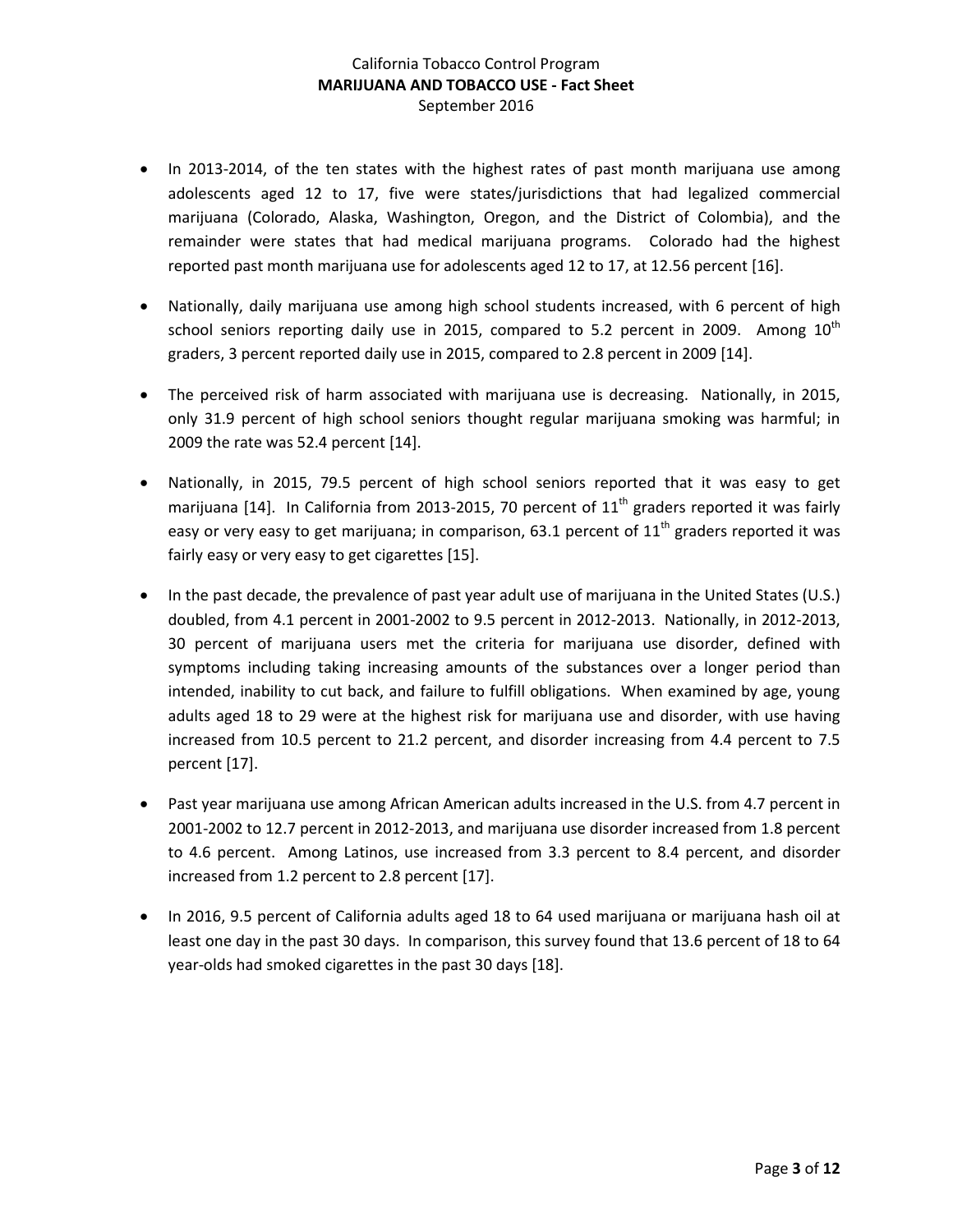- In 2013-2014, of the ten states with the highest rates of past month marijuana use among adolescents aged 12 to 17, five were states/jurisdictions that had legalized commercial marijuana (Colorado, Alaska, Washington, Oregon, and the District of Colombia), and the remainder were states that had medical marijuana programs. Colorado had the highest reported past month marijuana use for adolescents aged 12 to 17, at 12.56 percent [16].

- Nationally, daily marijuana use among high school students increased, with 6 percent of high school seniors reporting daily use in 2015, compared to 5.2 percent in 2009. Among 10th graders, 3 percent reported daily use in 2015, compared to 2.8 percent in 2009 [14].

- The perceived risk of harm associated with marijuana use is decreasing. Nationally, in 2015, only 31.9 percent of high school seniors thought regular marijuana smoking was harmful; in 2009 the rate was 52.4 percent [14].

- Nationally, in 2015, 79.5 percent of high school seniors reported that it was easy to get marijuana [14]. In California from 2013-2015, 70 percent of 11th graders reported it was fairly easy or very easy to get marijuana; in comparison, 63.1 percent of 11th graders reported it was fairly easy or very easy to get cigarettes [15].

- In the past decade, the prevalence of past year adult use of marijuana in the United States (U.S.) doubled, from 4.1 percent in 2001-2002 to 9.5 percent in 2012-2013. Nationally, in 2012-2013, 30 percent of marijuana users met the criteria for marijuana use disorder, defined with symptoms including taking increasing amounts of the substances over a longer period than intended, inability to cut back, and failure to fulfill obligations. When examined by age, young adults aged 18 to 29 were at the highest risk for marijuana use and disorder, with use having increased from 10.5 percent to 21.2 percent, and disorder increasing from 4.4 percent to 7.5 percent [17].

- Past year marijuana use among African American adults increased in the U.S. from 4.7 percent in 2001-2002 to 12.7 percent in 2012-2013, and marijuana use disorder increased from 1.8 percent to 4.6 percent. Among Latinos, use increased from 3.3 percent to 8.4 percent, and disorder increased from 1.2 percent to 2.8 percent [17].

- In 2016, 9.5 percent of California adults aged 18 to 64 used marijuana or marijuana hash oil at least one day in the past 30 days. In comparison, this survey found that 13.6 percent of 18 to 64 year-olds had smoked cigarettes in the past 30 days [18].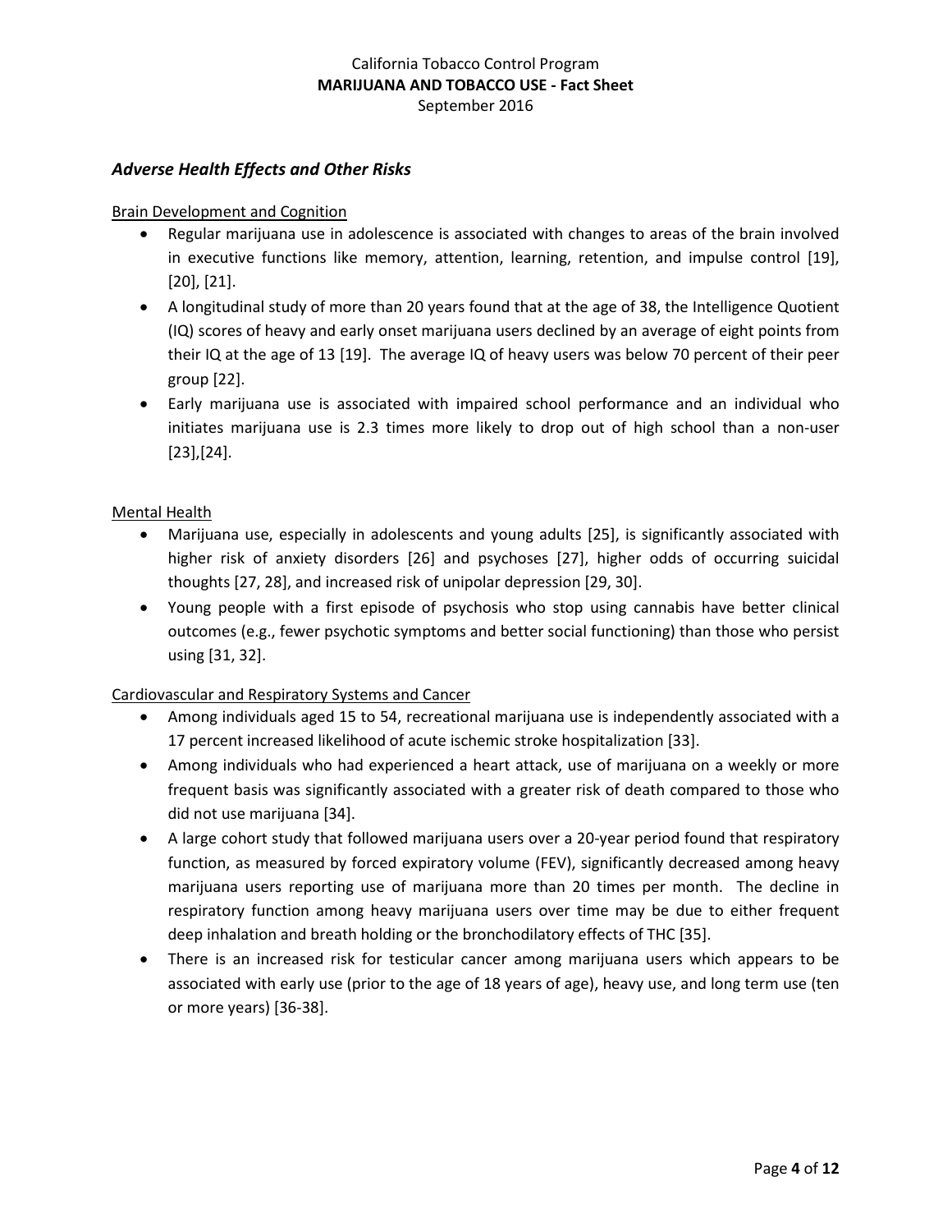## *Adverse Health Effects and Other Risks*

Brain Development and Cognition

- Regular marijuana use in adolescence is associated with changes to areas of the brain involved in executive functions like memory, attention, learning, retention, and impulse control [19], [20], [21].
- A longitudinal study of more than 20 years found that at the age of 38, the Intelligence Quotient (IQ) scores of heavy and early onset marijuana users declined by an average of eight points from their IQ at the age of 13 [19]. The average IQ of heavy users was below 70 percent of their peer group [22].
- Early marijuana use is associated with impaired school performance and an individual who initiates marijuana use is 2.3 times more likely to drop out of high school than a non-user [23],[24].

Mental Health

- Marijuana use, especially in adolescents and young adults [25], is significantly associated with higher risk of anxiety disorders [26] and psychoses [27], higher odds of occurring suicidal thoughts [27, 28], and increased risk of unipolar depression [29, 30].
- Young people with a first episode of psychosis who stop using cannabis have better clinical outcomes (e.g., fewer psychotic symptoms and better social functioning) than those who persist using [31, 32].

Cardiovascular and Respiratory Systems and Cancer

- Among individuals aged 15 to 54, recreational marijuana use is independently associated with a 17 percent increased likelihood of acute ischemic stroke hospitalization [33].
- Among individuals who had experienced a heart attack, use of marijuana on a weekly or more frequent basis was significantly associated with a greater risk of death compared to those who did not use marijuana [34].
- A large cohort study that followed marijuana users over a 20-year period found that respiratory function, as measured by forced expiratory volume (FEV), significantly decreased among heavy marijuana users reporting use of marijuana more than 20 times per month. The decline in respiratory function among heavy marijuana users over time may be due to either frequent deep inhalation and breath holding or the bronchodilatory effects of THC [35].
- There is an increased risk for testicular cancer among marijuana users which appears to be associated with early use (prior to the age of 18 years of age), heavy use, and long term use (ten or more years) [36-38].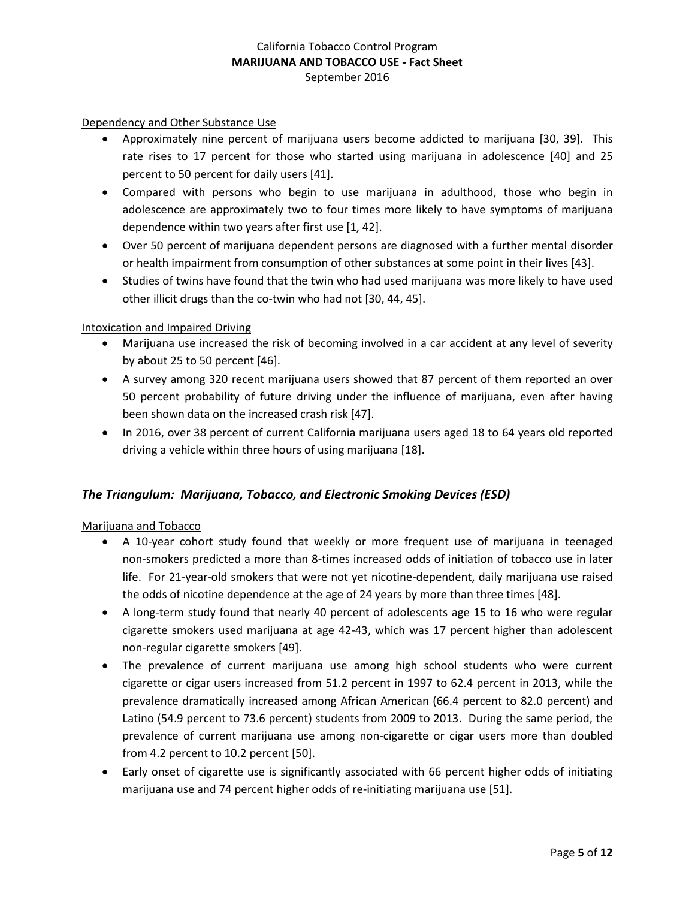Dependency and Other Substance Use

- Approximately nine percent of marijuana users become addicted to marijuana [30, 39]. This rate rises to 17 percent for those who started using marijuana in adolescence [40] and 25 percent to 50 percent for daily users [41].
- Compared with persons who begin to use marijuana in adulthood, those who begin in adolescence are approximately two to four times more likely to have symptoms of marijuana dependence within two years after first use [1, 42].
- Over 50 percent of marijuana dependent persons are diagnosed with a further mental disorder or health impairment from consumption of other substances at some point in their lives [43].
- Studies of twins have found that the twin who had used marijuana was more likely to have used other illicit drugs than the co-twin who had not [30, 44, 45].

Intoxication and Impaired Driving

- Marijuana use increased the risk of becoming involved in a car accident at any level of severity by about 25 to 50 percent [46].
- A survey among 320 recent marijuana users showed that 87 percent of them reported an over 50 percent probability of future driving under the influence of marijuana, even after having been shown data on the increased crash risk [47].
- In 2016, over 38 percent of current California marijuana users aged 18 to 64 years old reported driving a vehicle within three hours of using marijuana [18].

## *The Triangulum: Marijuana, Tobacco, and Electronic Smoking Devices (ESD)*

Marijuana and Tobacco

- A 10-year cohort study found that weekly or more frequent use of marijuana in teenaged non-smokers predicted a more than 8-times increased odds of initiation of tobacco use in later life. For 21-year-old smokers that were not yet nicotine-dependent, daily marijuana use raised the odds of nicotine dependence at the age of 24 years by more than three times [48].
- A long-term study found that nearly 40 percent of adolescents age 15 to 16 who were regular cigarette smokers used marijuana at age 42-43, which was 17 percent higher than adolescent non-regular cigarette smokers [49].
- The prevalence of current marijuana use among high school students who were current cigarette or cigar users increased from 51.2 percent in 1997 to 62.4 percent in 2013, while the prevalence dramatically increased among African American (66.4 percent to 82.0 percent) and Latino (54.9 percent to 73.6 percent) students from 2009 to 2013. During the same period, the prevalence of current marijuana use among non-cigarette or cigar users more than doubled from 4.2 percent to 10.2 percent [50].
- Early onset of cigarette use is significantly associated with 66 percent higher odds of initiating marijuana use and 74 percent higher odds of re-initiating marijuana use [51].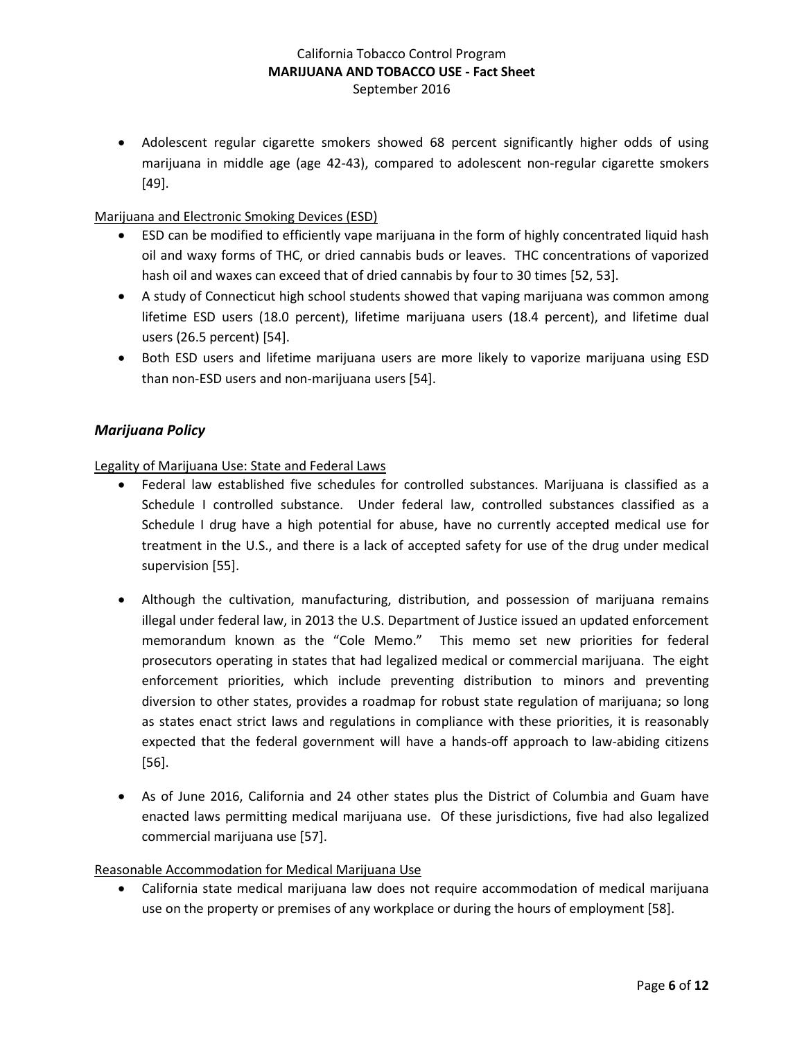- Adolescent regular cigarette smokers showed 68 percent significantly higher odds of using marijuana in middle age (age 42-43), compared to adolescent non-regular cigarette smokers [49].

Marijuana and Electronic Smoking Devices (ESD)

- ESD can be modified to efficiently vape marijuana in the form of highly concentrated liquid hash oil and waxy forms of THC, or dried cannabis buds or leaves. THC concentrations of vaporized hash oil and waxes can exceed that of dried cannabis by four to 30 times [52, 53].
- A study of Connecticut high school students showed that vaping marijuana was common among lifetime ESD users (18.0 percent), lifetime marijuana users (18.4 percent), and lifetime dual users (26.5 percent) [54].
- Both ESD users and lifetime marijuana users are more likely to vaporize marijuana using ESD than non-ESD users and non-marijuana users [54].

## *Marijuana Policy*

Legality of Marijuana Use: State and Federal Laws

- Federal law established five schedules for controlled substances. Marijuana is classified as a Schedule I controlled substance. Under federal law, controlled substances classified as a Schedule I drug have a high potential for abuse, have no currently accepted medical use for treatment in the U.S., and there is a lack of accepted safety for use of the drug under medical supervision [55].

- Although the cultivation, manufacturing, distribution, and possession of marijuana remains illegal under federal law, in 2013 the U.S. Department of Justice issued an updated enforcement memorandum known as the "Cole Memo." This memo set new priorities for federal prosecutors operating in states that had legalized medical or commercial marijuana. The eight enforcement priorities, which include preventing distribution to minors and preventing diversion to other states, provides a roadmap for robust state regulation of marijuana; so long as states enact strict laws and regulations in compliance with these priorities, it is reasonably expected that the federal government will have a hands-off approach to law-abiding citizens [56].

- As of June 2016, California and 24 other states plus the District of Columbia and Guam have enacted laws permitting medical marijuana use. Of these jurisdictions, five had also legalized commercial marijuana use [57].

Reasonable Accommodation for Medical Marijuana Use

- California state medical marijuana law does not require accommodation of medical marijuana use on the property or premises of any workplace or during the hours of employment [58].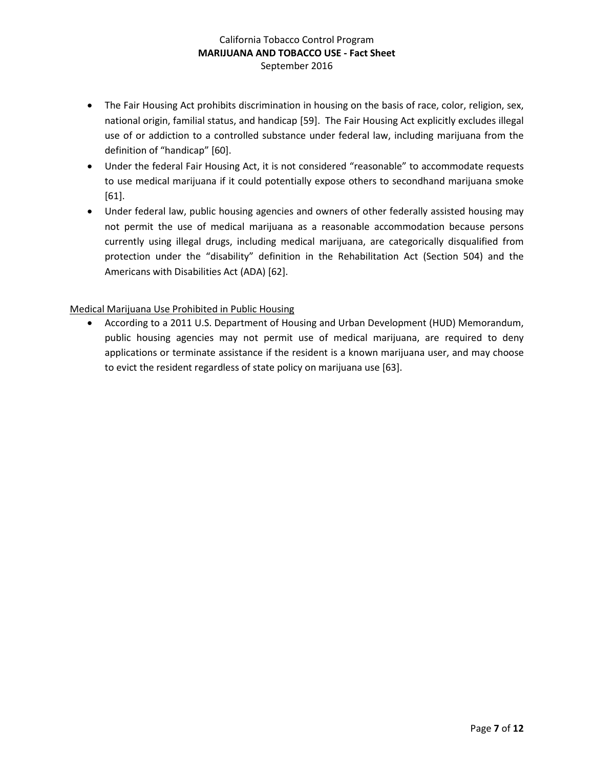- The Fair Housing Act prohibits discrimination in housing on the basis of race, color, religion, sex, national origin, familial status, and handicap [59]. The Fair Housing Act explicitly excludes illegal use of or addiction to a controlled substance under federal law, including marijuana from the definition of "handicap" [60].
- Under the federal Fair Housing Act, it is not considered "reasonable" to accommodate requests to use medical marijuana if it could potentially expose others to secondhand marijuana smoke [61].
- Under federal law, public housing agencies and owners of other federally assisted housing may not permit the use of medical marijuana as a reasonable accommodation because persons currently using illegal drugs, including medical marijuana, are categorically disqualified from protection under the "disability" definition in the Rehabilitation Act (Section 504) and the Americans with Disabilities Act (ADA) [62].

<u>Medical Marijuana Use Prohibited in Public Housing</u>

- According to a 2011 U.S. Department of Housing and Urban Development (HUD) Memorandum, public housing agencies may not permit use of medical marijuana, are required to deny applications or terminate assistance if the resident is a known marijuana user, and may choose to evict the resident regardless of state policy on marijuana use [63].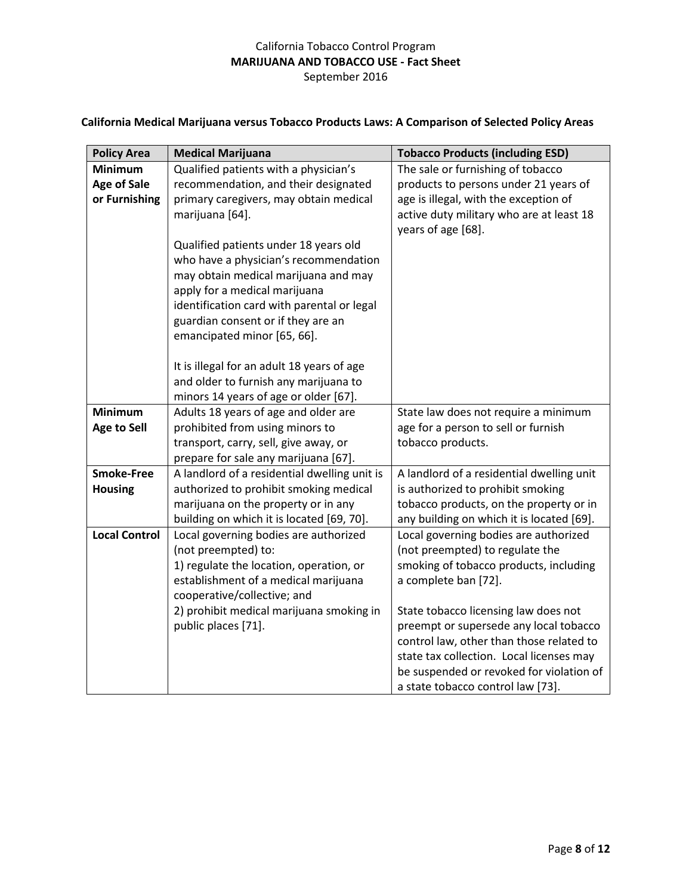**California Medical Marijuana versus Tobacco Products Laws: A Comparison of Selected Policy Areas**

| Policy Area | Medical Marijuana | Tobacco Products (including ESD) |
|---|---|---|
| **Minimum Age of Sale or Furnishing** | Qualified patients with a physician's recommendation, and their designated primary caregivers, may obtain medical marijuana [64].<br><br>Qualified patients under 18 years old who have a physician's recommendation may obtain medical marijuana and may apply for a medical marijuana identification card with parental or legal guardian consent or if they are an emancipated minor [65, 66].<br><br>It is illegal for an adult 18 years of age and older to furnish any marijuana to minors 14 years of age or older [67]. | The sale or furnishing of tobacco products to persons under 21 years of age is illegal, with the exception of active duty military who are at least 18 years of age [68]. |
| **Minimum Age to Sell** | Adults 18 years of age and older are prohibited from using minors to transport, carry, sell, give away, or prepare for sale any marijuana [67]. | State law does not require a minimum age for a person to sell or furnish tobacco products. |
| **Smoke-Free Housing** | A landlord of a residential dwelling unit is authorized to prohibit smoking medical marijuana on the property or in any building on which it is located [69, 70]. | A landlord of a residential dwelling unit is authorized to prohibit smoking tobacco products, on the property or in any building on which it is located [69]. |
| **Local Control** | Local governing bodies are authorized (not preempted) to:<br>1) regulate the location, operation, or establishment of a medical marijuana cooperative/collective; and<br>2) prohibit medical marijuana smoking in public places [71]. | Local governing bodies are authorized (not preempted) to regulate the smoking of tobacco products, including a complete ban [72].<br><br>State tobacco licensing law does not preempt or supersede any local tobacco control law, other than those related to state tax collection. Local licenses may be suspended or revoked for violation of a state tobacco control law [73]. |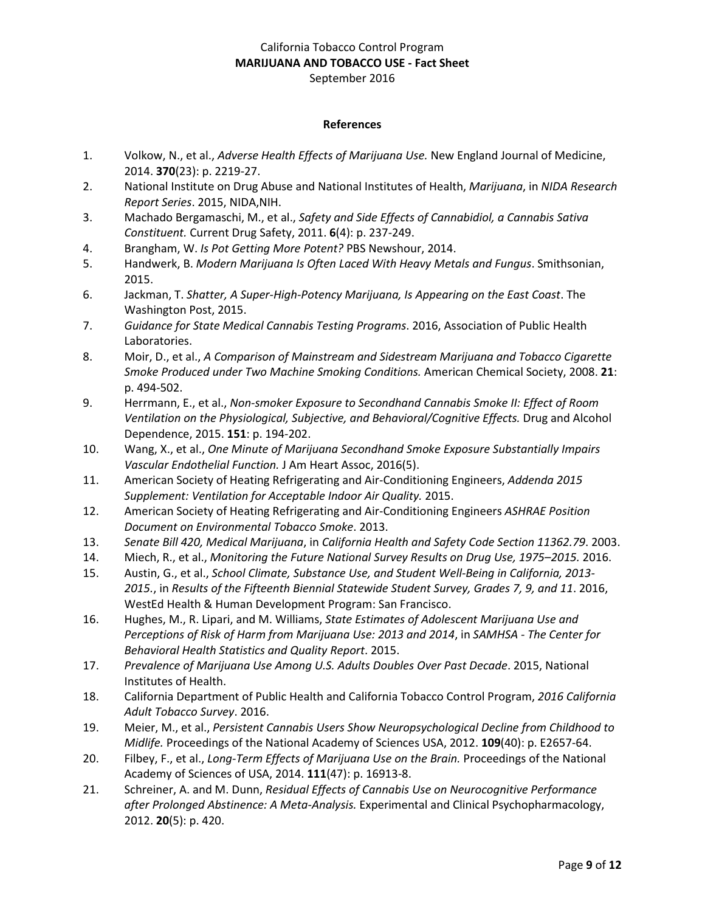**References**

1. Volkow, N., et al., *Adverse Health Effects of Marijuana Use.* New England Journal of Medicine, 2014. **370**(23): p. 2219-27.
2. National Institute on Drug Abuse and National Institutes of Health, *Marijuana*, in *NIDA Research Report Series*. 2015, NIDA,NIH.
3. Machado Bergamaschi, M., et al., *Safety and Side Effects of Cannabidiol, a Cannabis Sativa Constituent.* Current Drug Safety, 2011. **6**(4): p. 237-249.
4. Brangham, W. *Is Pot Getting More Potent?* PBS Newshour, 2014.
5. Handwerk, B. *Modern Marijuana Is Often Laced With Heavy Metals and Fungus*. Smithsonian, 2015.
6. Jackman, T. *Shatter, A Super-High-Potency Marijuana, Is Appearing on the East Coast*. The Washington Post, 2015.
7. *Guidance for State Medical Cannabis Testing Programs*. 2016, Association of Public Health Laboratories.
8. Moir, D., et al., *A Comparison of Mainstream and Sidestream Marijuana and Tobacco Cigarette Smoke Produced under Two Machine Smoking Conditions.* American Chemical Society, 2008. **21**: p. 494-502.
9. Herrmann, E., et al., *Non-smoker Exposure to Secondhand Cannabis Smoke II: Effect of Room Ventilation on the Physiological, Subjective, and Behavioral/Cognitive Effects.* Drug and Alcohol Dependence, 2015. **151**: p. 194-202.
10. Wang, X., et al., *One Minute of Marijuana Secondhand Smoke Exposure Substantially Impairs Vascular Endothelial Function.* J Am Heart Assoc, 2016(5).
11. American Society of Heating Refrigerating and Air-Conditioning Engineers, *Addenda 2015 Supplement: Ventilation for Acceptable Indoor Air Quality.* 2015.
12. American Society of Heating Refrigerating and Air-Conditioning Engineers *ASHRAE Position Document on Environmental Tobacco Smoke*. 2013.
13. *Senate Bill 420, Medical Marijuana*, in *California Health and Safety Code Section 11362.79*. 2003.
14. Miech, R., et al., *Monitoring the Future National Survey Results on Drug Use, 1975–2015.* 2016.
15. Austin, G., et al., *School Climate, Substance Use, and Student Well-Being in California, 2013-2015.*, in *Results of the Fifteenth Biennial Statewide Student Survey, Grades 7, 9, and 11*. 2016, WestEd Health & Human Development Program: San Francisco.
16. Hughes, M., R. Lipari, and M. Williams, *State Estimates of Adolescent Marijuana Use and Perceptions of Risk of Harm from Marijuana Use: 2013 and 2014*, in *SAMHSA - The Center for Behavioral Health Statistics and Quality Report*. 2015.
17. *Prevalence of Marijuana Use Among U.S. Adults Doubles Over Past Decade*. 2015, National Institutes of Health.
18. California Department of Public Health and California Tobacco Control Program, *2016 California Adult Tobacco Survey*. 2016.
19. Meier, M., et al., *Persistent Cannabis Users Show Neuropsychological Decline from Childhood to Midlife.* Proceedings of the National Academy of Sciences USA, 2012. **109**(40): p. E2657-64.
20. Filbey, F., et al., *Long-Term Effects of Marijuana Use on the Brain.* Proceedings of the National Academy of Sciences of USA, 2014. **111**(47): p. 16913-8.
21. Schreiner, A. and M. Dunn, *Residual Effects of Cannabis Use on Neurocognitive Performance after Prolonged Abstinence: A Meta-Analysis.* Experimental and Clinical Psychopharmacology, 2012. **20**(5): p. 420.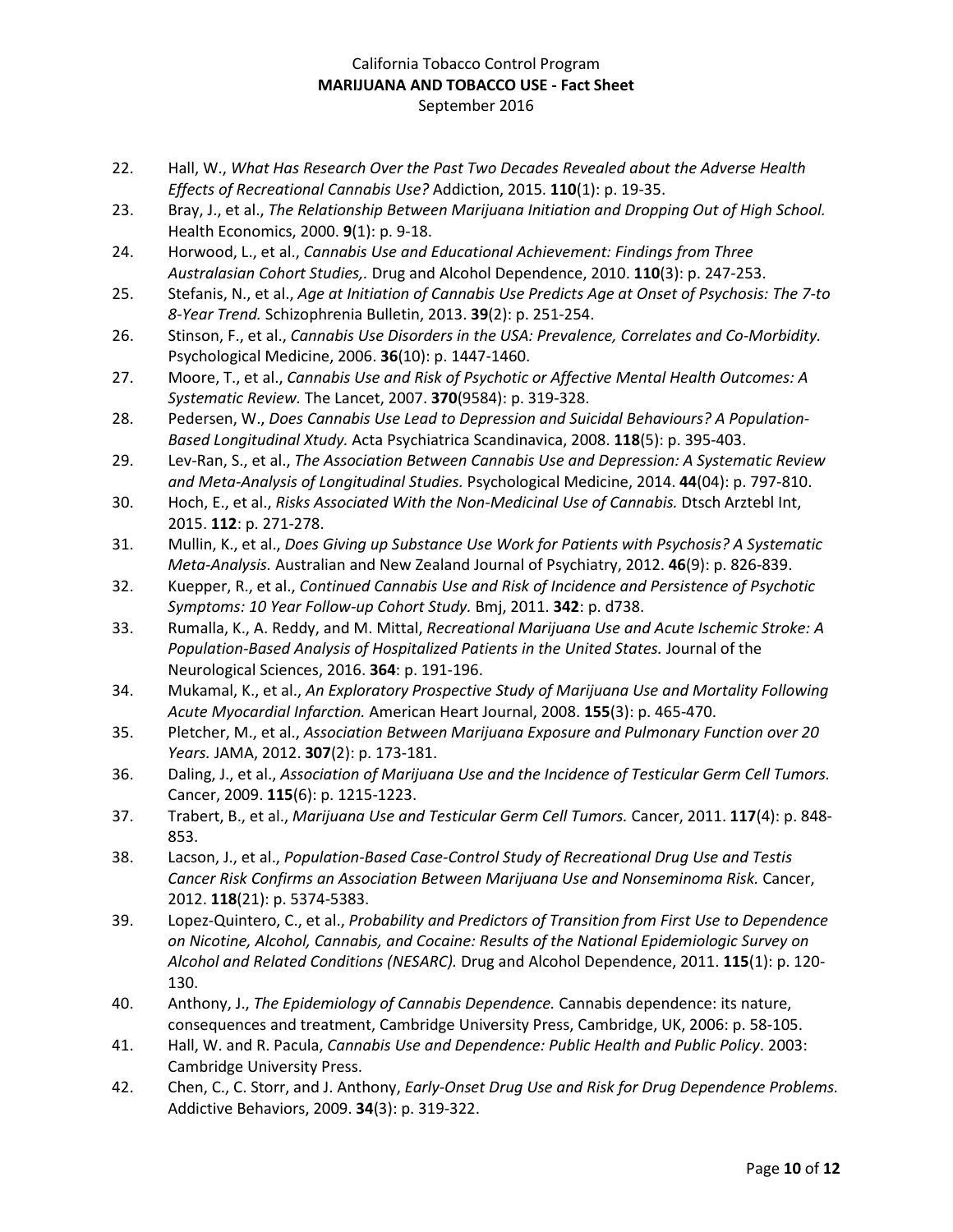22. Hall, W., *What Has Research Over the Past Two Decades Revealed about the Adverse Health Effects of Recreational Cannabis Use?* Addiction, 2015. **110**(1): p. 19-35.
23. Bray, J., et al., *The Relationship Between Marijuana Initiation and Dropping Out of High School.* Health Economics, 2000. **9**(1): p. 9-18.
24. Horwood, L., et al., *Cannabis Use and Educational Achievement: Findings from Three Australasian Cohort Studies,.* Drug and Alcohol Dependence, 2010. **110**(3): p. 247-253.
25. Stefanis, N., et al., *Age at Initiation of Cannabis Use Predicts Age at Onset of Psychosis: The 7-to 8-Year Trend.* Schizophrenia Bulletin, 2013. **39**(2): p. 251-254.
26. Stinson, F., et al., *Cannabis Use Disorders in the USA: Prevalence, Correlates and Co-Morbidity.* Psychological Medicine, 2006. **36**(10): p. 1447-1460.
27. Moore, T., et al., *Cannabis Use and Risk of Psychotic or Affective Mental Health Outcomes: A Systematic Review.* The Lancet, 2007. **370**(9584): p. 319-328.
28. Pedersen, W., *Does Cannabis Use Lead to Depression and Suicidal Behaviours? A Population-Based Longitudinal Xtudy.* Acta Psychiatrica Scandinavica, 2008. **118**(5): p. 395-403.
29. Lev-Ran, S., et al., *The Association Between Cannabis Use and Depression: A Systematic Review and Meta-Analysis of Longitudinal Studies.* Psychological Medicine, 2014. **44**(04): p. 797-810.
30. Hoch, E., et al., *Risks Associated With the Non-Medicinal Use of Cannabis.* Dtsch Arztebl Int, 2015. **112**: p. 271-278.
31. Mullin, K., et al., *Does Giving up Substance Use Work for Patients with Psychosis? A Systematic Meta-Analysis.* Australian and New Zealand Journal of Psychiatry, 2012. **46**(9): p. 826-839.
32. Kuepper, R., et al., *Continued Cannabis Use and Risk of Incidence and Persistence of Psychotic Symptoms: 10 Year Follow-up Cohort Study.* Bmj, 2011. **342**: p. d738.
33. Rumalla, K., A. Reddy, and M. Mittal, *Recreational Marijuana Use and Acute Ischemic Stroke: A Population-Based Analysis of Hospitalized Patients in the United States.* Journal of the Neurological Sciences, 2016. **364**: p. 191-196.
34. Mukamal, K., et al., *An Exploratory Prospective Study of Marijuana Use and Mortality Following Acute Myocardial Infarction.* American Heart Journal, 2008. **155**(3): p. 465-470.
35. Pletcher, M., et al., *Association Between Marijuana Exposure and Pulmonary Function over 20 Years.* JAMA, 2012. **307**(2): p. 173-181.
36. Daling, J., et al., *Association of Marijuana Use and the Incidence of Testicular Germ Cell Tumors.* Cancer, 2009. **115**(6): p. 1215-1223.
37. Trabert, B., et al., *Marijuana Use and Testicular Germ Cell Tumors.* Cancer, 2011. **117**(4): p. 848-853.
38. Lacson, J., et al., *Population-Based Case-Control Study of Recreational Drug Use and Testis Cancer Risk Confirms an Association Between Marijuana Use and Nonseminoma Risk.* Cancer, 2012. **118**(21): p. 5374-5383.
39. Lopez-Quintero, C., et al., *Probability and Predictors of Transition from First Use to Dependence on Nicotine, Alcohol, Cannabis, and Cocaine: Results of the National Epidemiologic Survey on Alcohol and Related Conditions (NESARC).* Drug and Alcohol Dependence, 2011. **115**(1): p. 120-130.
40. Anthony, J., *The Epidemiology of Cannabis Dependence.* Cannabis dependence: its nature, consequences and treatment, Cambridge University Press, Cambridge, UK, 2006: p. 58-105.
41. Hall, W. and R. Pacula, *Cannabis Use and Dependence: Public Health and Public Policy*. 2003: Cambridge University Press.
42. Chen, C., C. Storr, and J. Anthony, *Early-Onset Drug Use and Risk for Drug Dependence Problems.* Addictive Behaviors, 2009. **34**(3): p. 319-322.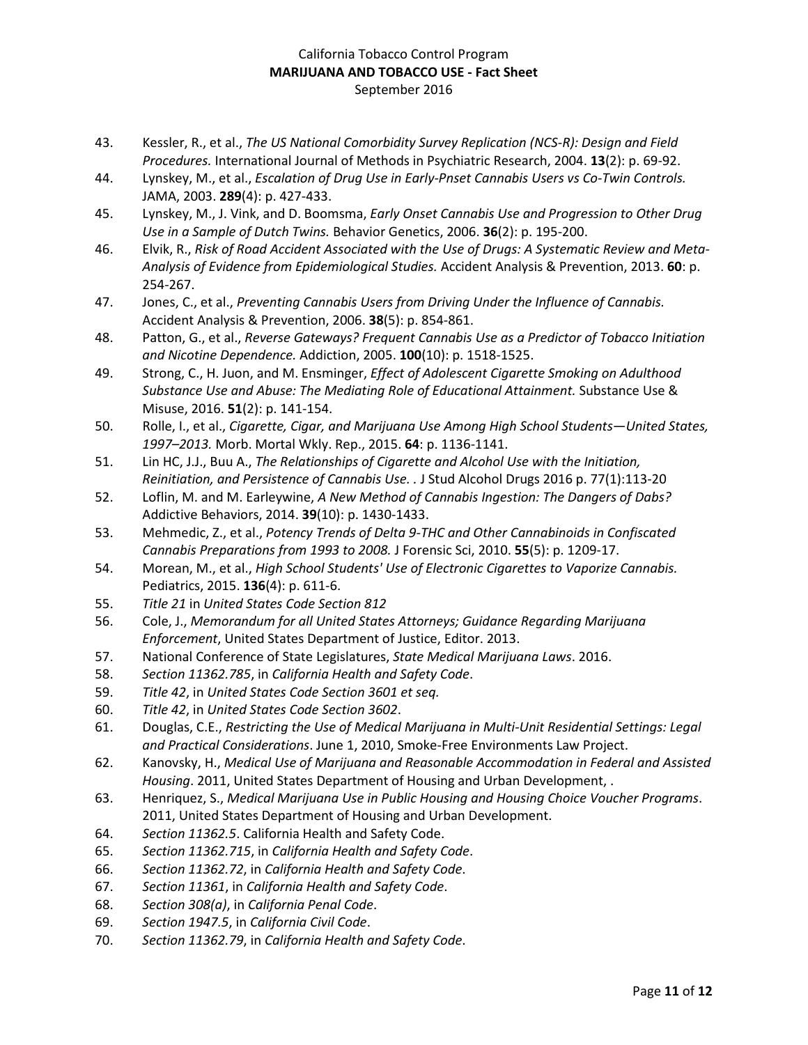43. Kessler, R., et al., *The US National Comorbidity Survey Replication (NCS-R): Design and Field Procedures.* International Journal of Methods in Psychiatric Research, 2004. **13**(2): p. 69-92.
44. Lynskey, M., et al., *Escalation of Drug Use in Early-Pnset Cannabis Users vs Co-Twin Controls.* JAMA, 2003. **289**(4): p. 427-433.
45. Lynskey, M., J. Vink, and D. Boomsma, *Early Onset Cannabis Use and Progression to Other Drug Use in a Sample of Dutch Twins.* Behavior Genetics, 2006. **36**(2): p. 195-200.
46. Elvik, R., *Risk of Road Accident Associated with the Use of Drugs: A Systematic Review and Meta-Analysis of Evidence from Epidemiological Studies.* Accident Analysis & Prevention, 2013. **60**: p. 254-267.
47. Jones, C., et al., *Preventing Cannabis Users from Driving Under the Influence of Cannabis.* Accident Analysis & Prevention, 2006. **38**(5): p. 854-861.
48. Patton, G., et al., *Reverse Gateways? Frequent Cannabis Use as a Predictor of Tobacco Initiation and Nicotine Dependence.* Addiction, 2005. **100**(10): p. 1518-1525.
49. Strong, C., H. Juon, and M. Ensminger, *Effect of Adolescent Cigarette Smoking on Adulthood Substance Use and Abuse: The Mediating Role of Educational Attainment.* Substance Use & Misuse, 2016. **51**(2): p. 141-154.
50. Rolle, I., et al., *Cigarette, Cigar, and Marijuana Use Among High School Students—United States, 1997–2013.* Morb. Mortal Wkly. Rep., 2015. **64**: p. 1136-1141.
51. Lin HC, J.J., Buu A., *The Relationships of Cigarette and Alcohol Use with the Initiation, Reinitiation, and Persistence of Cannabis Use. .* J Stud Alcohol Drugs 2016 p. 77(1):113-20
52. Loflin, M. and M. Earleywine, *A New Method of Cannabis Ingestion: The Dangers of Dabs?* Addictive Behaviors, 2014. **39**(10): p. 1430-1433.
53. Mehmedic, Z., et al., *Potency Trends of Delta 9-THC and Other Cannabinoids in Confiscated Cannabis Preparations from 1993 to 2008.* J Forensic Sci, 2010. **55**(5): p. 1209-17.
54. Morean, M., et al., *High School Students' Use of Electronic Cigarettes to Vaporize Cannabis.* Pediatrics, 2015. **136**(4): p. 611-6.
55. *Title 21* in *United States Code Section 812*
56. Cole, J., *Memorandum for all United States Attorneys; Guidance Regarding Marijuana Enforcement*, United States Department of Justice, Editor. 2013.
57. National Conference of State Legislatures, *State Medical Marijuana Laws*. 2016.
58. *Section 11362.785*, in *California Health and Safety Code*.
59. *Title 42*, in *United States Code Section 3601 et seq.*
60. *Title 42*, in *United States Code Section 3602*.
61. Douglas, C.E., *Restricting the Use of Medical Marijuana in Multi-Unit Residential Settings: Legal and Practical Considerations*. June 1, 2010, Smoke-Free Environments Law Project.
62. Kanovsky, H., *Medical Use of Marijuana and Reasonable Accommodation in Federal and Assisted Housing*. 2011, United States Department of Housing and Urban Development, .
63. Henriquez, S., *Medical Marijuana Use in Public Housing and Housing Choice Voucher Programs*. 2011, United States Department of Housing and Urban Development.
64. *Section 11362.5*. California Health and Safety Code.
65. *Section 11362.715*, in *California Health and Safety Code*.
66. *Section 11362.72*, in *California Health and Safety Code*.
67. *Section 11361*, in *California Health and Safety Code*.
68. *Section 308(a)*, in *California Penal Code*.
69. *Section 1947.5*, in *California Civil Code*.
70. *Section 11362.79*, in *California Health and Safety Code*.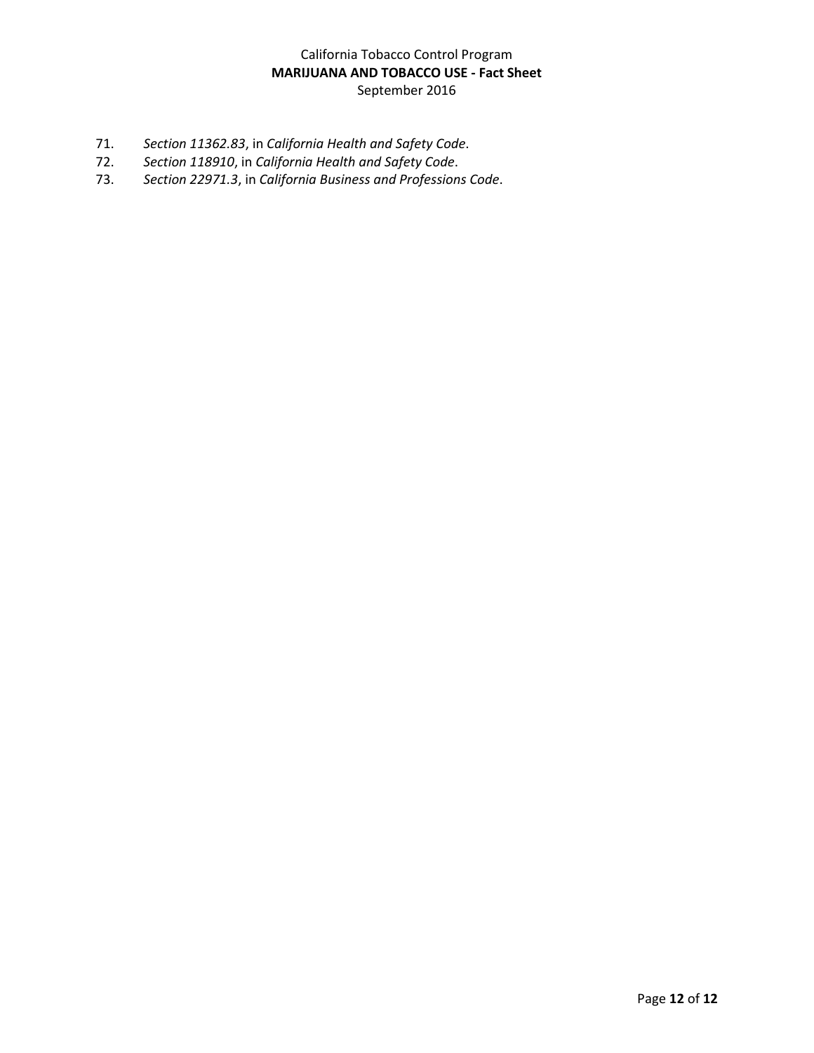71. *Section 11362.83*, in *California Health and Safety Code*.
72. *Section 118910*, in *California Health and Safety Code*.
73. *Section 22971.3*, in *California Business and Professions Code*.